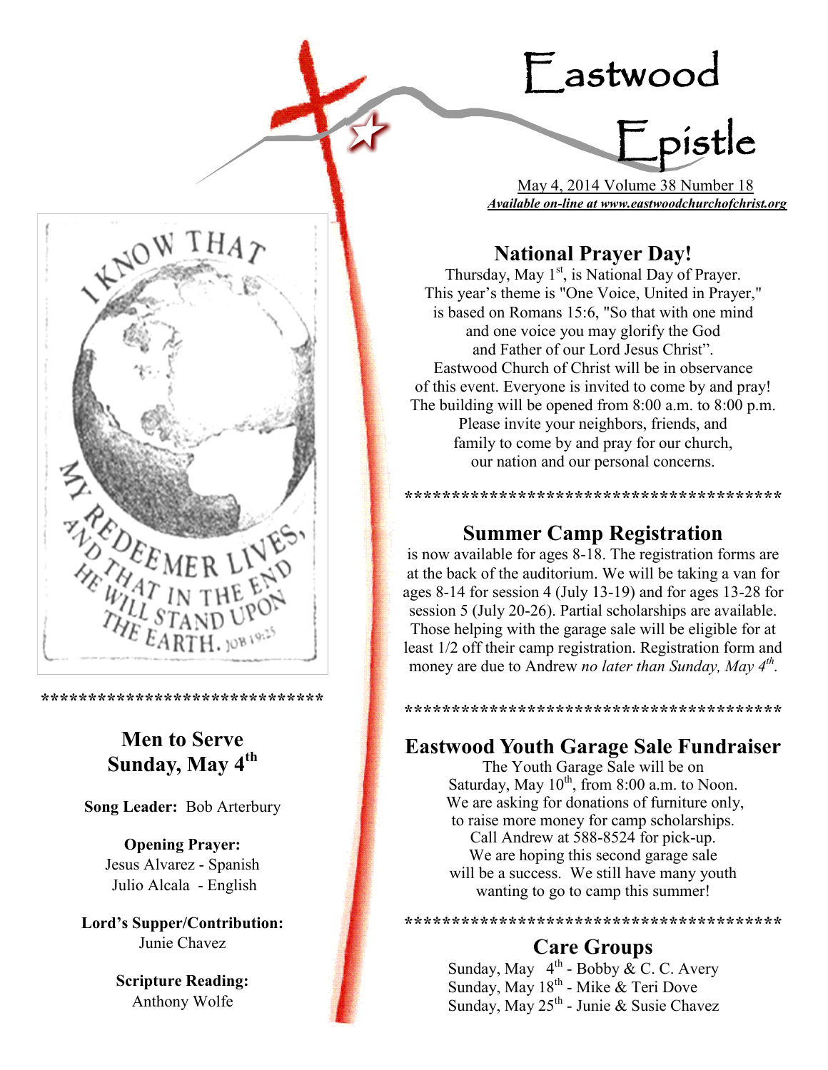# Eastwood Epistle

May 4, 2014 Volume 38 Number 18

***Available on-line at www.eastwoodchurchofchrist.org***

I KNOW THAT MY REDEEMER LIVES, AND THAT IN THE END HE WILL STAND UPON THE EARTH. JOB 19:25

*****************************

## Men to Serve Sunday, May 4th

**Song Leader:** Bob Arterbury

**Opening Prayer:**
Jesus Alvarez - Spanish
Julio Alcala - English

**Lord's Supper/Contribution:**
Junie Chavez

**Scripture Reading:**
Anthony Wolfe

## National Prayer Day!

Thursday, May 1st, is National Day of Prayer. This year's theme is "One Voice, United in Prayer," is based on Romans 15:6, "So that with one mind and one voice you may glorify the God and Father of our Lord Jesus Christ". Eastwood Church of Christ will be in observance of this event. Everyone is invited to come by and pray! The building will be opened from 8:00 a.m. to 8:00 p.m. Please invite your neighbors, friends, and family to come by and pray for our church, our nation and our personal concerns.

****************************************

## Summer Camp Registration

is now available for ages 8-18. The registration forms are at the back of the auditorium. We will be taking a van for ages 8-14 for session 4 (July 13-19) and for ages 13-28 for session 5 (July 20-26). Partial scholarships are available. Those helping with the garage sale will be eligible for at least 1/2 off their camp registration. Registration form and money are due to Andrew *no later than Sunday, May 4th*.

****************************************

## Eastwood Youth Garage Sale Fundraiser

The Youth Garage Sale will be on Saturday, May 10th, from 8:00 a.m. to Noon. We are asking for donations of furniture only, to raise more money for camp scholarships. Call Andrew at 588-8524 for pick-up. We are hoping this second garage sale will be a success. We still have many youth wanting to go to camp this summer!

****************************************

## Care Groups

Sunday, May 4th - Bobby & C. C. Avery
Sunday, May 18th - Mike & Teri Dove
Sunday, May 25th - Junie & Susie Chavez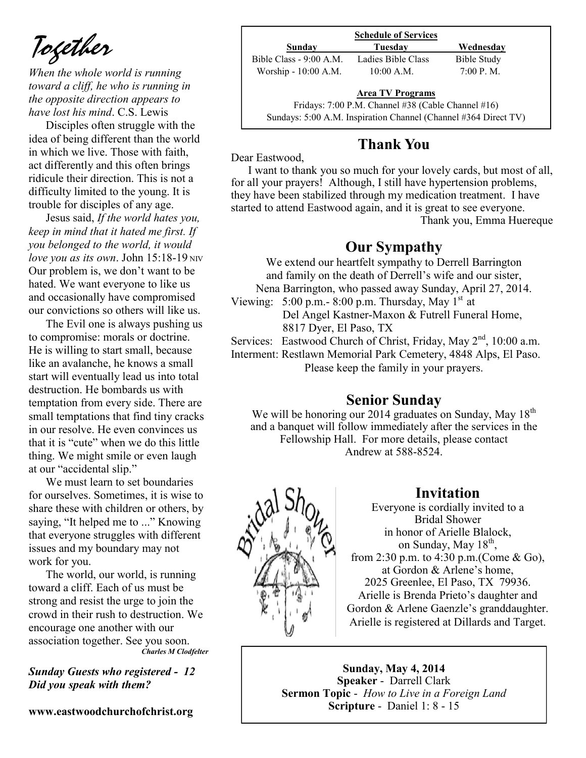# Together

*When the whole world is running toward a cliff, he who is running in the opposite direction appears to have lost his mind*. C.S. Lewis

Disciples often struggle with the idea of being different than the world in which we live. Those with faith, act differently and this often brings ridicule their direction. This is not a difficulty limited to the young. It is trouble for disciples of any age.

Jesus said, *If the world hates you, keep in mind that it hated me first. If you belonged to the world, it would love you as its own*. John 15:18-19 NIV Our problem is, we don't want to be hated. We want everyone to like us and occasionally have compromised our convictions so others will like us.

The Evil one is always pushing us to compromise: morals or doctrine. He is willing to start small, because like an avalanche, he knows a small start will eventually lead us into total destruction. He bombards us with temptation from every side. There are small temptations that find tiny cracks in our resolve. He even convinces us that it is "cute" when we do this little thing. We might smile or even laugh at our "accidental slip."

We must learn to set boundaries for ourselves. Sometimes, it is wise to share these with children or others, by saying, "It helped me to ..." Knowing that everyone struggles with different issues and my boundary may not work for you.

The world, our world, is running toward a cliff. Each of us must be strong and resist the urge to join the crowd in their rush to destruction. We encourage one another with our association together. See you soon.

***Charles M Clodfelter***

***Sunday Guests who registered - 12***
***Did you speak with them?***

**www.eastwoodchurchofchrist.org**

**Schedule of Services**

| Sunday | Tuesday | Wednesday |
|---|---|---|
| Bible Class - 9:00 A.M. | Ladies Bible Class | Bible Study |
| Worship - 10:00 A.M. | 10:00 A.M. | 7:00 P. M. |

**Area TV Programs**

Fridays: 7:00 P.M. Channel #38 (Cable Channel #16)
Sundays: 5:00 A.M. Inspiration Channel (Channel #364 Direct TV)

## Thank You

Dear Eastwood,

I want to thank you so much for your lovely cards, but most of all, for all your prayers! Although, I still have hypertension problems, they have been stabilized through my medication treatment. I have started to attend Eastwood again, and it is great to see everyone.

Thank you, Emma Huereque

## Our Sympathy

We extend our heartfelt sympathy to Derrell Barrington and family on the death of Derrell's wife and our sister, Nena Barrington, who passed away Sunday, April 27, 2014.

Viewing: 5:00 p.m.- 8:00 p.m. Thursday, May 1st at Del Angel Kastner-Maxon & Futrell Funeral Home, 8817 Dyer, El Paso, TX

Services: Eastwood Church of Christ, Friday, May 2nd, 10:00 a.m.

Interment: Restlawn Memorial Park Cemetery, 4848 Alps, El Paso.

Please keep the family in your prayers.

## Senior Sunday

We will be honoring our 2014 graduates on Sunday, May 18th and a banquet will follow immediately after the services in the Fellowship Hall. For more details, please contact Andrew at 588-8524.

## Invitation

Everyone is cordially invited to a Bridal Shower in honor of Arielle Blalock, on Sunday, May 18th, from 2:30 p.m. to 4:30 p.m.(Come & Go), at Gordon & Arlene's home, 2025 Greenlee, El Paso, TX 79936. Arielle is Brenda Prieto's daughter and Gordon & Arlene Gaenzle's granddaughter. Arielle is registered at Dillards and Target.

**Sunday, May 4, 2014**
**Speaker** - Darrell Clark
**Sermon Topic** - *How to Live in a Foreign Land*
**Scripture** - Daniel 1: 8 - 15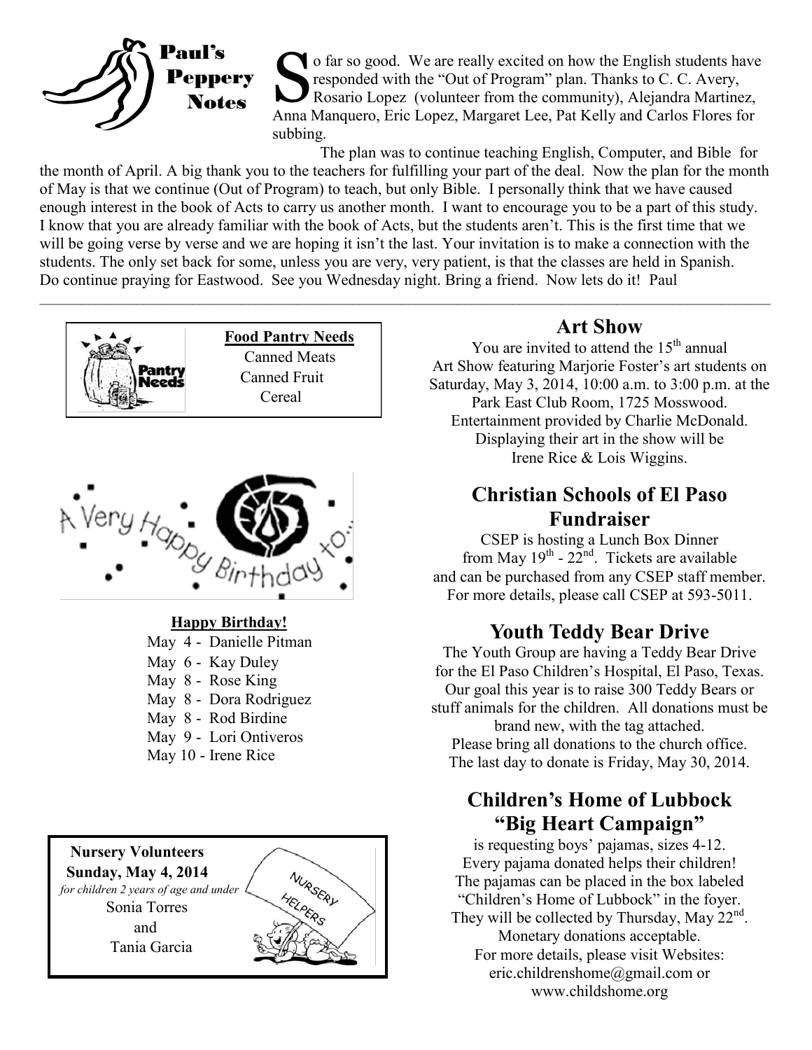## Paul's Peppery Notes

So far so good. We are really excited on how the English students have responded with the "Out of Program" plan. Thanks to C. C. Avery, Rosario Lopez (volunteer from the community), Alejandra Martinez, Anna Manquero, Eric Lopez, Margaret Lee, Pat Kelly and Carlos Flores for subbing.

The plan was to continue teaching English, Computer, and Bible for the month of April. A big thank you to the teachers for fulfilling your part of the deal. Now the plan for the month of May is that we continue (Out of Program) to teach, but only Bible. I personally think that we have caused enough interest in the book of Acts to carry us another month. I want to encourage you to be a part of this study. I know that you are already familiar with the book of Acts, but the students aren't. This is the first time that we will be going verse by verse and we are hoping it isn't the last. Your invitation is to make a connection with the students. The only set back for some, unless you are very, very patient, is that the classes are held in Spanish. Do continue praying for Eastwood. See you Wednesday night. Bring a friend. Now lets do it! Paul

---

**Food Pantry Needs**

Canned Meats
Canned Fruit
Cereal

A Very Happy Birthday to...

**Happy Birthday!**

May 4 - Danielle Pitman
May 6 - Kay Duley
May 8 - Rose King
May 8 - Dora Rodriguez
May 8 - Rod Birdine
May 9 - Lori Ontiveros
May 10 - Irene Rice

**Nursery Volunteers**
**Sunday, May 4, 2014**
*for children 2 years of age and under*
Sonia Torres
and
Tania Garcia

## Art Show

You are invited to attend the 15th annual Art Show featuring Marjorie Foster's art students on Saturday, May 3, 2014, 10:00 a.m. to 3:00 p.m. at the Park East Club Room, 1725 Mosswood. Entertainment provided by Charlie McDonald. Displaying their art in the show will be Irene Rice & Lois Wiggins.

## Christian Schools of El Paso Fundraiser

CSEP is hosting a Lunch Box Dinner from May 19th - 22nd. Tickets are available and can be purchased from any CSEP staff member. For more details, please call CSEP at 593-5011.

## Youth Teddy Bear Drive

The Youth Group are having a Teddy Bear Drive for the El Paso Children's Hospital, El Paso, Texas. Our goal this year is to raise 300 Teddy Bears or stuff animals for the children. All donations must be brand new, with the tag attached. Please bring all donations to the church office. The last day to donate is Friday, May 30, 2014.

## Children's Home of Lubbock "Big Heart Campaign"

is requesting boys' pajamas, sizes 4-12. Every pajama donated helps their children! The pajamas can be placed in the box labeled "Children's Home of Lubbock" in the foyer. They will be collected by Thursday, May 22nd. Monetary donations acceptable. For more details, please visit Websites: eric.childrenshome@gmail.com or www.childshome.org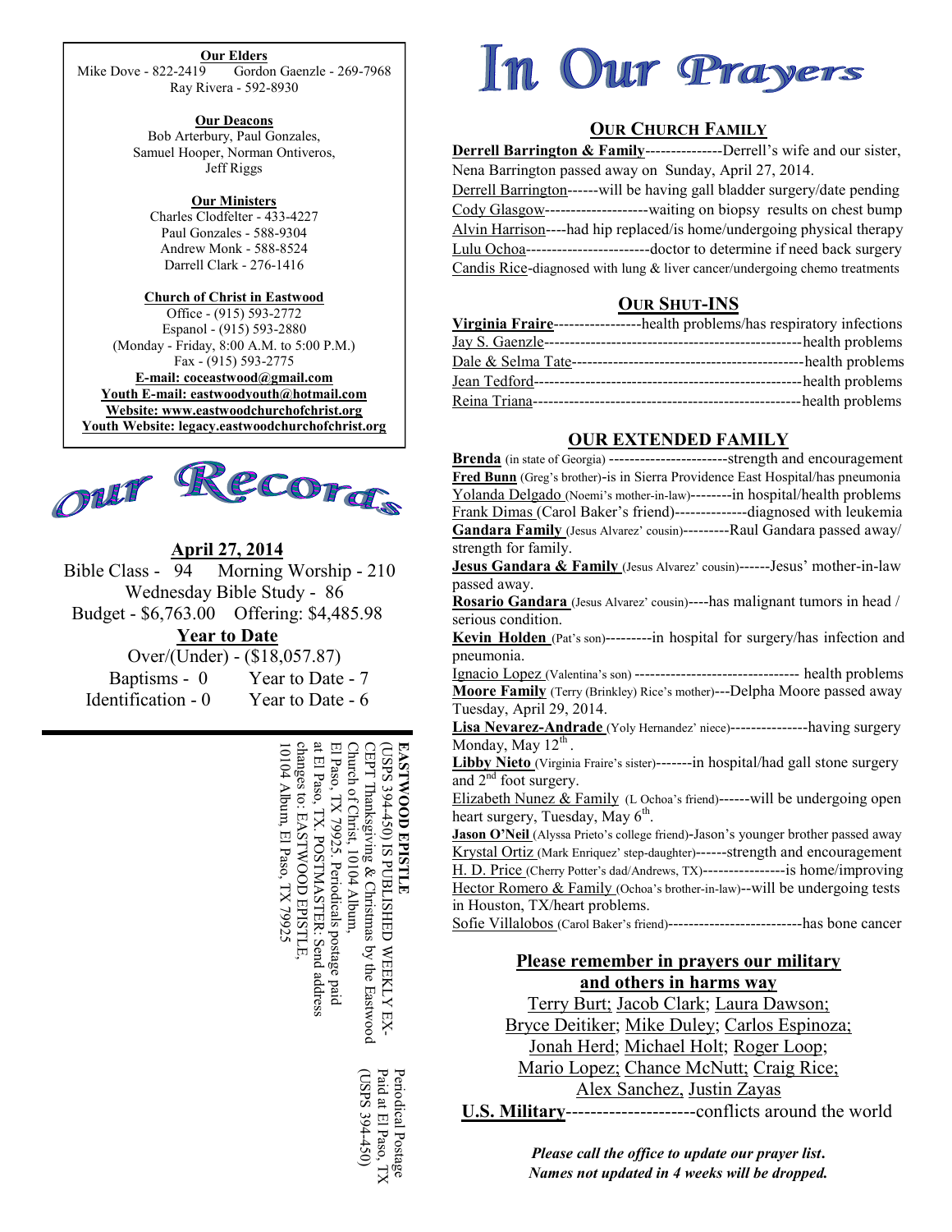**Our Elders**

Mike Dove - 822-2419     Gordon Gaenzle - 269-7968
Ray Rivera - 592-8930

**Our Deacons**

Bob Arterbury, Paul Gonzales, Samuel Hooper, Norman Ontiveros, Jeff Riggs

**Our Ministers**

Charles Clodfelter - 433-4227
Paul Gonzales - 588-9304
Andrew Monk - 588-8524
Darrell Clark - 276-1416

**Church of Christ in Eastwood**

Office - (915) 593-2772
Espanol - (915) 593-2880
(Monday - Friday, 8:00 A.M. to 5:00 P.M.)
Fax - (915) 593-2775
**E-mail: coceastwood@gmail.com**
**Youth E-mail: eastwoodyouth@hotmail.com**
**Website: www.eastwoodchurchofchrist.org**
**Youth Website: legacy.eastwoodchurchofchrist.org**

# Our Records

**April 27, 2014**

Bible Class - 94     Morning Worship - 210
Wednesday Bible Study - 86
Budget - $6,763.00     Offering: $4,485.98

**Year to Date**

Over/(Under) - ($18,057.87)
Baptisms - 0     Year to Date - 7
Identification - 0     Year to Date - 6

**EASTWOOD EPISTLE** (USPS 394-450) IS PUBLISHED WEEKLY EXCEPT Thanksgiving & Christmas by the Eastwood Church of Christ, 10104 Album, El Paso, TX 79925. Periodicals postage paid at El Paso, TX. POSTMASTER: Send address changes to: EASTWOOD EPISTLE, 10104 Album, El Paso, TX 79925

Periodical Postage Paid at El Paso, TX (USPS 394-450)

# In Our Prayers

## Our Church Family

**Derrell Barrington & Family**---------------Derrell's wife and our sister, Nena Barrington passed away on Sunday, April 27, 2014.
Derrell Barrington------will be having gall bladder surgery/date pending
Cody Glasgow--------------------waiting on biopsy results on chest bump
Alvin Harrison----had hip replaced/is home/undergoing physical therapy
Lulu Ochoa------------------------doctor to determine if need back surgery
Candis Rice-diagnosed with lung & liver cancer/undergoing chemo treatments

## Our Shut-Ins

**Virginia Fraire**-----------------health problems/has respiratory infections
Jay S. Gaenzle--------------------------------------------------health problems
Dale & Selma Tate---------------------------------------------health problems
Jean Tedford----------------------------------------------------health problems
Reina Triana-----------------------------------------------------health problems

## Our Extended Family

**Brenda** (in state of Georgia) -----------------------strength and encouragement
**Fred Bunn** (Greg's brother)-is in Sierra Providence East Hospital/has pneumonia
Yolanda Delgado (Noemi's mother-in-law)--------in hospital/health problems
Frank Dimas (Carol Baker's friend)--------------diagnosed with leukemia
**Gandara Family** (Jesus Alvarez' cousin)---------Raul Gandara passed away/ strength for family.
**Jesus Gandara & Family** (Jesus Alvarez' cousin)------Jesus' mother-in-law passed away.
**Rosario Gandara** (Jesus Alvarez' cousin)----has malignant tumors in head / serious condition.
**Kevin Holden** (Pat's son)---------in hospital for surgery/has infection and pneumonia.
Ignacio Lopez (Valentina's son) -------------------------------- health problems
**Moore Family** (Terry (Brinkley) Rice's mother)---Delpha Moore passed away Tuesday, April 29, 2014.
**Lisa Nevarez-Andrade** (Yoly Hernandez' niece)---------------having surgery Monday, May 12th.
**Libby Nieto** (Virginia Fraire's sister)-------in hospital/had gall stone surgery and 2nd foot surgery.
Elizabeth Nunez & Family (L Ochoa's friend)------will be undergoing open heart surgery, Tuesday, May 6th.
**Jason O'Neil** (Alyssa Prieto's college friend)-Jason's younger brother passed away
Krystal Ortiz (Mark Enriquez' step-daughter)------strength and encouragement
H. D. Price (Cherry Potter's dad/Andrews, TX)----------------is home/improving
Hector Romero & Family (Ochoa's brother-in-law)--will be undergoing tests in Houston, TX/heart problems.
Sofie Villalobos (Carol Baker's friend)-------------------------has bone cancer

**Please remember in prayers our military and others in harms way**

Terry Burt; Jacob Clark; Laura Dawson; Bryce Deitiker; Mike Duley; Carlos Espinoza; Jonah Herd; Michael Holt; Roger Loop; Mario Lopez; Chance McNutt; Craig Rice; Alex Sanchez, Justin Zayas

**U.S. Military**---------------------conflicts around the world

***Please call the office to update our prayer list. Names not updated in 4 weeks will be dropped.***